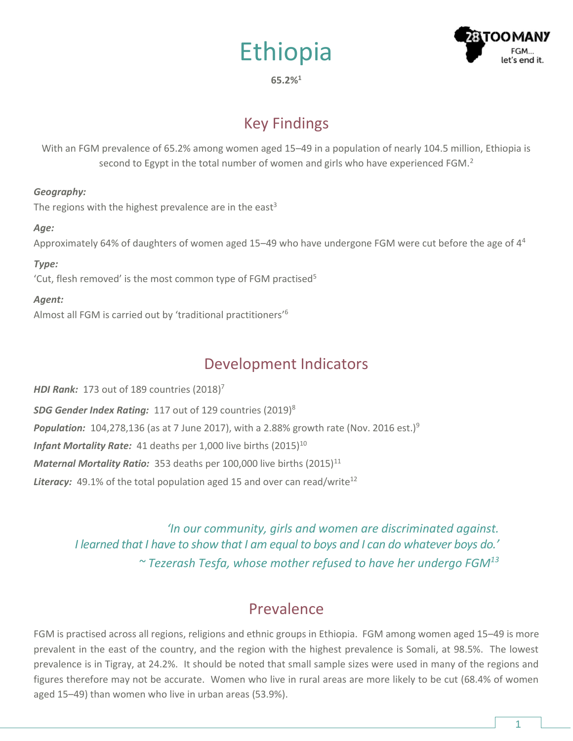# Ethiopia

**65.2%[1]**

## Key Findings

With an FGM prevalence of 65.2% among women aged 15–49 in a population of nearly 104.5 million, Ethiopia is second to Egypt in the total number of women and girls who have experienced FGM.[2]

***Geography:***

The regions with the highest prevalence are in the east[3]

***Age:***

Approximately 64% of daughters of women aged 15–49 who have undergone FGM were cut before the age of 4[4]

***Type:***

'Cut, flesh removed' is the most common type of FGM practised[5]

***Agent:***

Almost all FGM is carried out by 'traditional practitioners'[6]

## Development Indicators

***HDI Rank:*** 173 out of 189 countries (2018)[7]

***SDG Gender Index Rating:*** 117 out of 129 countries (2019)[8]

***Population:*** 104,278,136 (as at 7 June 2017), with a 2.88% growth rate (Nov. 2016 est.)[9]

***Infant Mortality Rate:*** 41 deaths per 1,000 live births (2015)[10]

***Maternal Mortality Ratio:*** 353 deaths per 100,000 live births (2015)[11]

***Literacy:*** 49.1% of the total population aged 15 and over can read/write[12]

*'In our community, girls and women are discriminated against. I learned that I have to show that I am equal to boys and I can do whatever boys do.'*
*~ Tezerash Tesfa, whose mother refused to have her undergo FGM[13]*

## Prevalence

FGM is practised across all regions, religions and ethnic groups in Ethiopia. FGM among women aged 15–49 is more prevalent in the east of the country, and the region with the highest prevalence is Somali, at 98.5%. The lowest prevalence is in Tigray, at 24.2%. It should be noted that small sample sizes were used in many of the regions and figures therefore may not be accurate. Women who live in rural areas are more likely to be cut (68.4% of women aged 15–49) than women who live in urban areas (53.9%).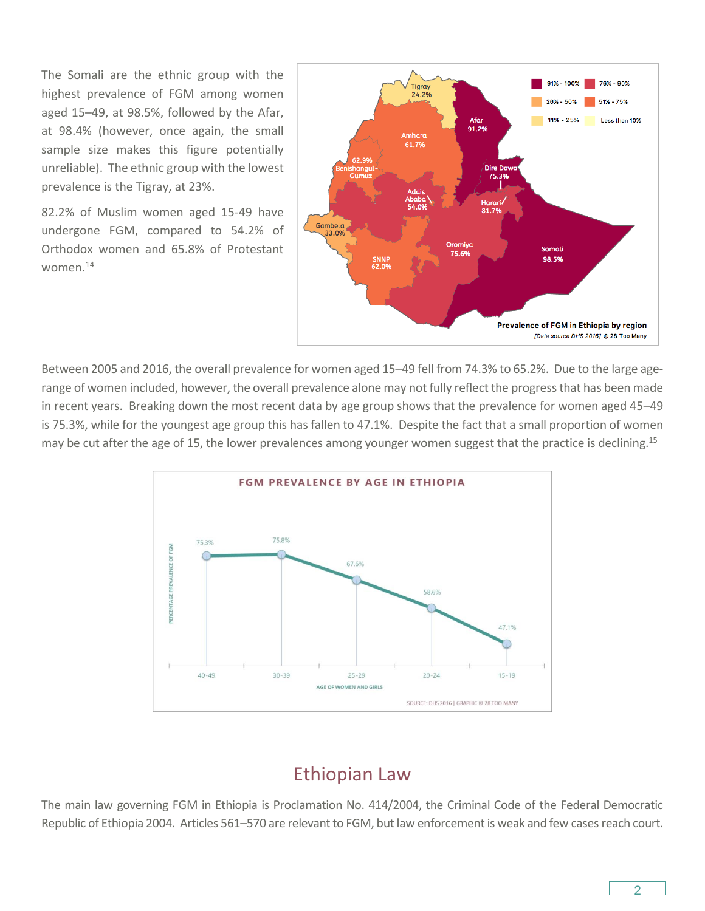The Somali are the ethnic group with the highest prevalence of FGM among women aged 15–49, at 98.5%, followed by the Afar, at 98.4% (however, once again, the small sample size makes this figure potentially unreliable). The ethnic group with the lowest prevalence is the Tigray, at 23%.

82.2% of Muslim women aged 15-49 have undergone FGM, compared to 54.2% of Orthodox women and 65.8% of Protestant women.[14]

Prevalence of FGM in Ethiopia by region
[Data source DHS 2016] © 28 Too Many

Between 2005 and 2016, the overall prevalence for women aged 15–49 fell from 74.3% to 65.2%. Due to the large age-range of women included, however, the overall prevalence alone may not fully reflect the progress that has been made in recent years. Breaking down the most recent data by age group shows that the prevalence for women aged 45–49 is 75.3%, while for the youngest age group this has fallen to 47.1%. Despite the fact that a small proportion of women may be cut after the age of 15, the lower prevalences among younger women suggest that the practice is declining.[15]

FGM PREVALENCE BY AGE IN ETHIOPIA

SOURCE: DHS 2016 | GRAPHIC © 28 TOO MANY

## Ethiopian Law

The main law governing FGM in Ethiopia is Proclamation No. 414/2004, the Criminal Code of the Federal Democratic Republic of Ethiopia 2004. Articles 561–570 are relevant to FGM, but law enforcement is weak and few cases reach court.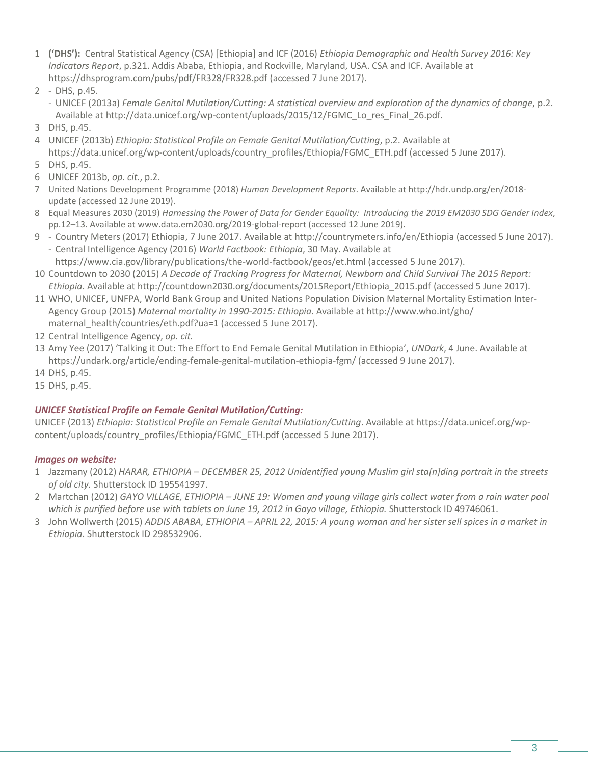1 **('DHS'):** Central Statistical Agency (CSA) [Ethiopia] and ICF (2016) *Ethiopia Demographic and Health Survey 2016: Key Indicators Report*, p.321. Addis Ababa, Ethiopia, and Rockville, Maryland, USA. CSA and ICF. Available at https://dhsprogram.com/pubs/pdf/FR328/FR328.pdf (accessed 7 June 2017).

2 - DHS, p.45.
  - UNICEF (2013a) *Female Genital Mutilation/Cutting: A statistical overview and exploration of the dynamics of change*, p.2. Available at http://data.unicef.org/wp-content/uploads/2015/12/FGMC_Lo_res_Final_26.pdf.

3 DHS, p.45.

4 UNICEF (2013b) *Ethiopia: Statistical Profile on Female Genital Mutilation/Cutting*, p.2. Available at https://data.unicef.org/wp-content/uploads/country_profiles/Ethiopia/FGMC_ETH.pdf (accessed 5 June 2017).

5 DHS, p.45.

6 UNICEF 2013b, *op. cit.*, p.2.

7 United Nations Development Programme (2018) *Human Development Reports*. Available at http://hdr.undp.org/en/2018-update (accessed 12 June 2019).

8 Equal Measures 2030 (2019) *Harnessing the Power of Data for Gender Equality: Introducing the 2019 EM2030 SDG Gender Index*, pp.12–13. Available at www.data.em2030.org/2019-global-report (accessed 12 June 2019).

9 - Country Meters (2017) Ethiopia, 7 June 2017. Available at http://countrymeters.info/en/Ethiopia (accessed 5 June 2017).
  - Central Intelligence Agency (2016) *World Factbook: Ethiopia*, 30 May. Available at https://www.cia.gov/library/publications/the-world-factbook/geos/et.html (accessed 5 June 2017).

10 Countdown to 2030 (2015) *A Decade of Tracking Progress for Maternal, Newborn and Child Survival The 2015 Report: Ethiopia*. Available at http://countdown2030.org/documents/2015Report/Ethiopia_2015.pdf (accessed 5 June 2017).

11 WHO, UNICEF, UNFPA, World Bank Group and United Nations Population Division Maternal Mortality Estimation Inter-Agency Group (2015) *Maternal mortality in 1990-2015: Ethiopia*. Available at http://www.who.int/gho/maternal_health/countries/eth.pdf?ua=1 (accessed 5 June 2017).

12 Central Intelligence Agency, *op. cit.*

13 Amy Yee (2017) 'Talking it Out: The Effort to End Female Genital Mutilation in Ethiopia', *UNDark*, 4 June. Available at https://undark.org/article/ending-female-genital-mutilation-ethiopia-fgm/ (accessed 9 June 2017).

14 DHS, p.45.

15 DHS, p.45.

***UNICEF Statistical Profile on Female Genital Mutilation/Cutting:***

UNICEF (2013) *Ethiopia: Statistical Profile on Female Genital Mutilation/Cutting*. Available at https://data.unicef.org/wp-content/uploads/country_profiles/Ethiopia/FGMC_ETH.pdf (accessed 5 June 2017).

***Images on website:***

1 Jazzmany (2012) *HARAR, ETHIOPIA – DECEMBER 25, 2012 Unidentified young Muslim girl sta[n]ding portrait in the streets of old city.* Shutterstock ID 195541997.

2 Martchan (2012) *GAYO VILLAGE, ETHIOPIA – JUNE 19: Women and young village girls collect water from a rain water pool which is purified before use with tablets on June 19, 2012 in Gayo village, Ethiopia.* Shutterstock ID 49746061.

3 John Wollwerth (2015) *ADDIS ABABA, ETHIOPIA – APRIL 22, 2015: A young woman and her sister sell spices in a market in Ethiopia*. Shutterstock ID 298532906.